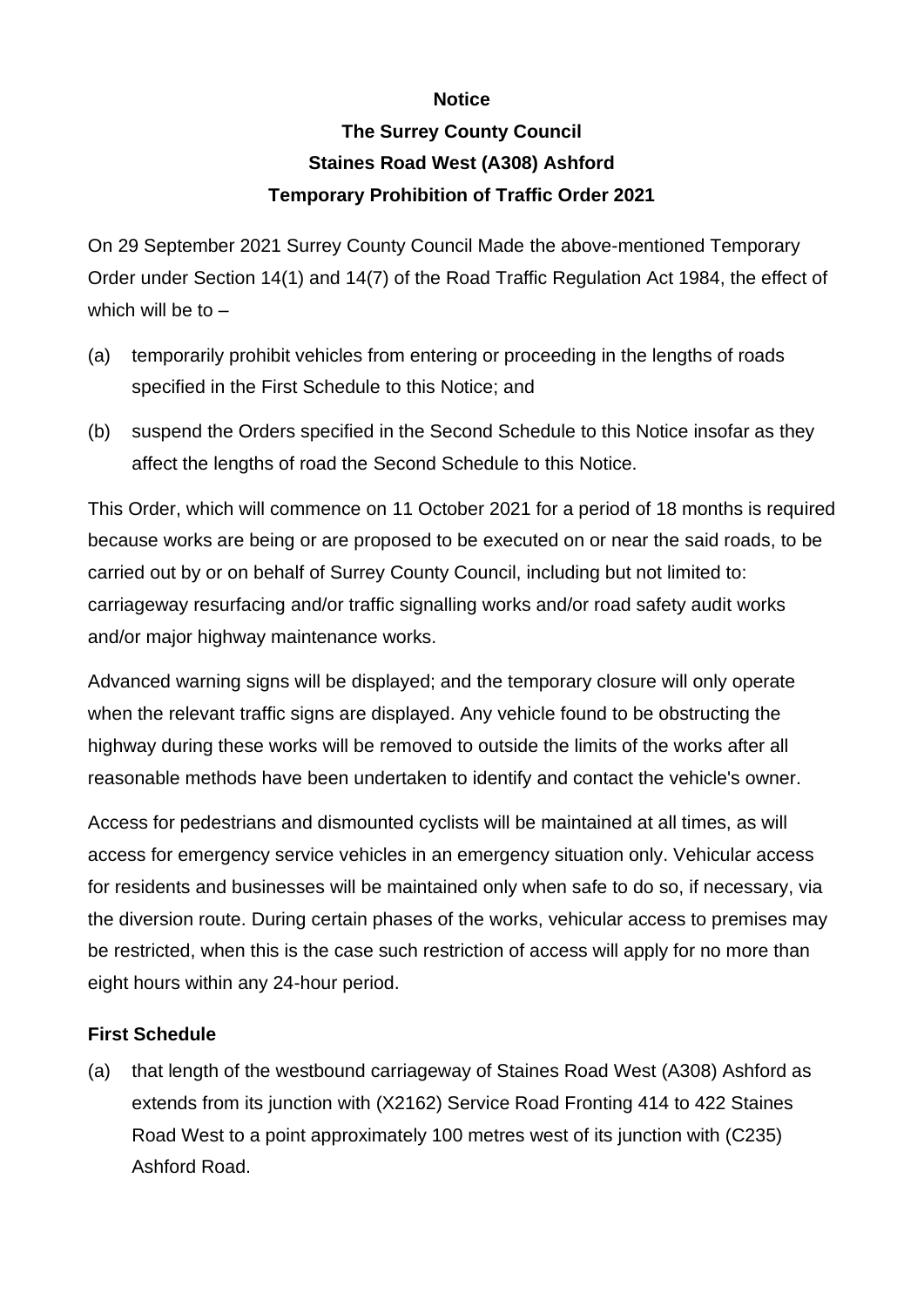**Notice**

**The Surrey County Council**

**Staines Road West (A308) Ashford**

**Temporary Prohibition of Traffic Order 2021**

On 29 September 2021 Surrey County Council Made the above-mentioned Temporary Order under Section 14(1) and 14(7) of the Road Traffic Regulation Act 1984, the effect of which will be to –

(a) temporarily prohibit vehicles from entering or proceeding in the lengths of roads specified in the First Schedule to this Notice; and

(b) suspend the Orders specified in the Second Schedule to this Notice insofar as they affect the lengths of road the Second Schedule to this Notice.

This Order, which will commence on 11 October 2021 for a period of 18 months is required because works are being or are proposed to be executed on or near the said roads, to be carried out by or on behalf of Surrey County Council, including but not limited to: carriageway resurfacing and/or traffic signalling works and/or road safety audit works and/or major highway maintenance works.

Advanced warning signs will be displayed; and the temporary closure will only operate when the relevant traffic signs are displayed. Any vehicle found to be obstructing the highway during these works will be removed to outside the limits of the works after all reasonable methods have been undertaken to identify and contact the vehicle's owner.

Access for pedestrians and dismounted cyclists will be maintained at all times, as will access for emergency service vehicles in an emergency situation only. Vehicular access for residents and businesses will be maintained only when safe to do so, if necessary, via the diversion route. During certain phases of the works, vehicular access to premises may be restricted, when this is the case such restriction of access will apply for no more than eight hours within any 24-hour period.

**First Schedule**

(a) that length of the westbound carriageway of Staines Road West (A308) Ashford as extends from its junction with (X2162) Service Road Fronting 414 to 422 Staines Road West to a point approximately 100 metres west of its junction with (C235) Ashford Road.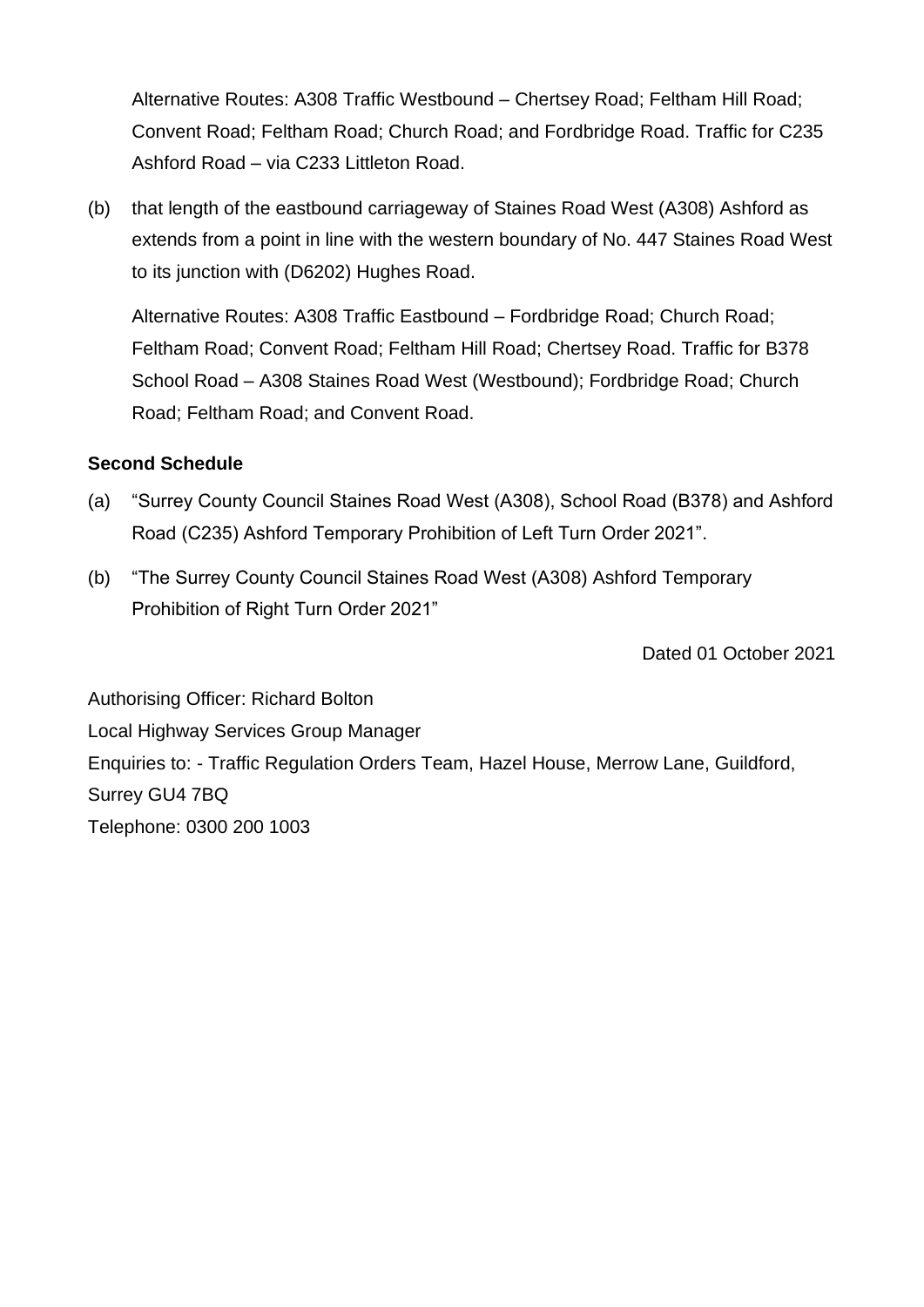Alternative Routes: A308 Traffic Westbound – Chertsey Road; Feltham Hill Road; Convent Road; Feltham Road; Church Road; and Fordbridge Road. Traffic for C235 Ashford Road – via C233 Littleton Road.

(b) that length of the eastbound carriageway of Staines Road West (A308) Ashford as extends from a point in line with the western boundary of No. 447 Staines Road West to its junction with (D6202) Hughes Road.

Alternative Routes: A308 Traffic Eastbound – Fordbridge Road; Church Road; Feltham Road; Convent Road; Feltham Hill Road; Chertsey Road. Traffic for B378 School Road – A308 Staines Road West (Westbound); Fordbridge Road; Church Road; Feltham Road; and Convent Road.

**Second Schedule**

(a) "Surrey County Council Staines Road West (A308), School Road (B378) and Ashford Road (C235) Ashford Temporary Prohibition of Left Turn Order 2021".

(b) "The Surrey County Council Staines Road West (A308) Ashford Temporary Prohibition of Right Turn Order 2021"

Dated 01 October 2021

Authorising Officer: Richard Bolton

Local Highway Services Group Manager

Enquiries to: - Traffic Regulation Orders Team, Hazel House, Merrow Lane, Guildford, Surrey GU4 7BQ

Telephone: 0300 200 1003